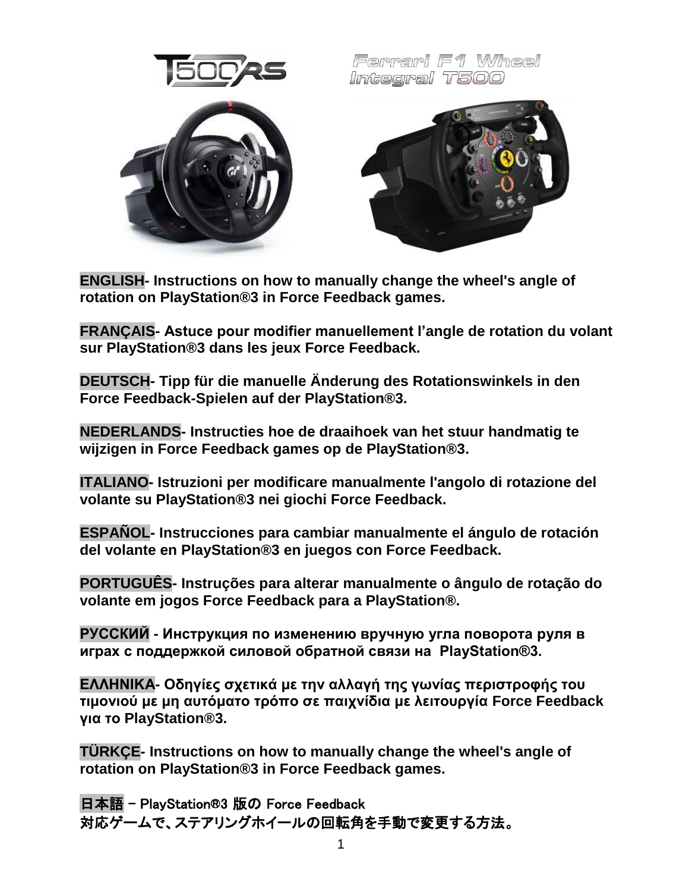T500RS

Ferrari F1 Wheel Integral T500

**ENGLISH- Instructions on how to manually change the wheel's angle of rotation on PlayStation®3 in Force Feedback games.**

**FRANÇAIS- Astuce pour modifier manuellement l'angle de rotation du volant sur PlayStation®3 dans les jeux Force Feedback.**

**DEUTSCH- Tipp für die manuelle Änderung des Rotationswinkels in den Force Feedback-Spielen auf der PlayStation®3.**

**NEDERLANDS- Instructies hoe de draaihoek van het stuur handmatig te wijzigen in Force Feedback games op de PlayStation®3.**

**ITALIANO- Istruzioni per modificare manualmente l'angolo di rotazione del volante su PlayStation®3 nei giochi Force Feedback.**

**ESPAÑOL- Instrucciones para cambiar manualmente el ángulo de rotación del volante en PlayStation®3 en juegos con Force Feedback.**

**PORTUGUÊS- Instruções para alterar manualmente o ângulo de rotação do volante em jogos Force Feedback para a PlayStation®.**

**РУССКИЙ - Инструкция по изменению вручную угла поворота руля в играх с поддержкой силовой обратной связи на PlayStation®3.**

**ΕΛΛΗΝΙΚΑ- Οδηγίες σχετικά με την αλλαγή της γωνίας περιστροφής του τιμονιού με μη αυτόματο τρόπο σε παιχνίδια με λειτουργία Force Feedback για το PlayStation®3.**

**TÜRKÇE- Instructions on how to manually change the wheel's angle of rotation on PlayStation®3 in Force Feedback games.**

**日本語 – PlayStation®3 版の Force Feedback 対応ゲームで、ステアリングホイールの回転角を手動で変更する方法。**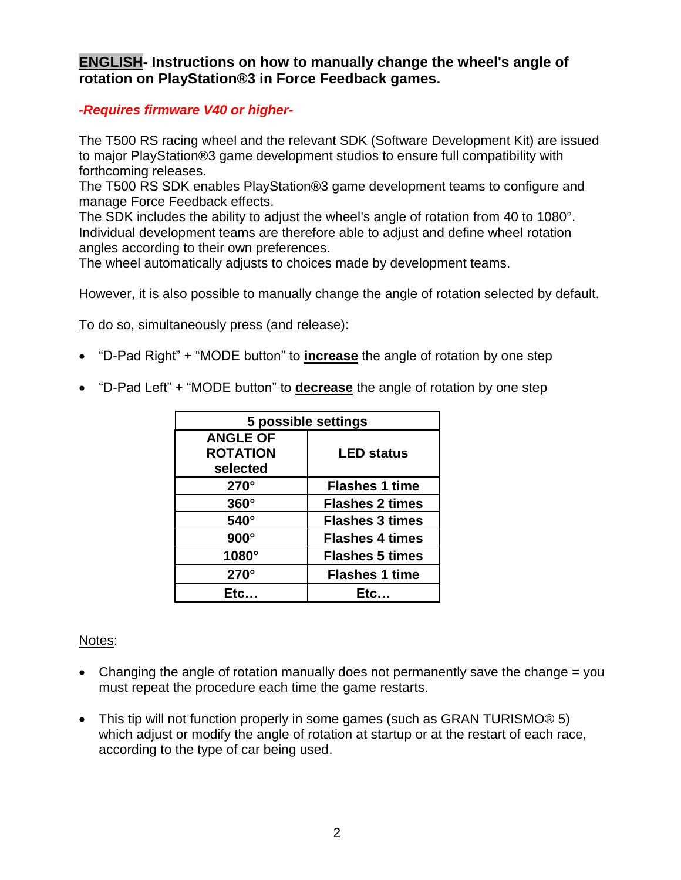## **ENGLISH- Instructions on how to manually change the wheel's angle of rotation on PlayStation®3 in Force Feedback games.**

***-Requires firmware V40 or higher-***

The T500 RS racing wheel and the relevant SDK (Software Development Kit) are issued to major PlayStation®3 game development studios to ensure full compatibility with forthcoming releases.
The T500 RS SDK enables PlayStation®3 game development teams to configure and manage Force Feedback effects.
The SDK includes the ability to adjust the wheel's angle of rotation from 40 to 1080°.
Individual development teams are therefore able to adjust and define wheel rotation angles according to their own preferences.
The wheel automatically adjusts to choices made by development teams.

However, it is also possible to manually change the angle of rotation selected by default.

To do so, simultaneously press (and release):

- "D-Pad Right" + "MODE button" to **increase** the angle of rotation by one step
- "D-Pad Left" + "MODE button" to **decrease** the angle of rotation by one step

| **5 possible settings** | |
|---|---|
| **ANGLE OF ROTATION selected** | **LED status** |
| **270°** | **Flashes 1 time** |
| **360°** | **Flashes 2 times** |
| **540°** | **Flashes 3 times** |
| **900°** | **Flashes 4 times** |
| **1080°** | **Flashes 5 times** |
| **270°** | **Flashes 1 time** |
| **Etc…** | **Etc…** |

Notes:

- Changing the angle of rotation manually does not permanently save the change = you must repeat the procedure each time the game restarts.
- This tip will not function properly in some games (such as GRAN TURISMO® 5) which adjust or modify the angle of rotation at startup or at the restart of each race, according to the type of car being used.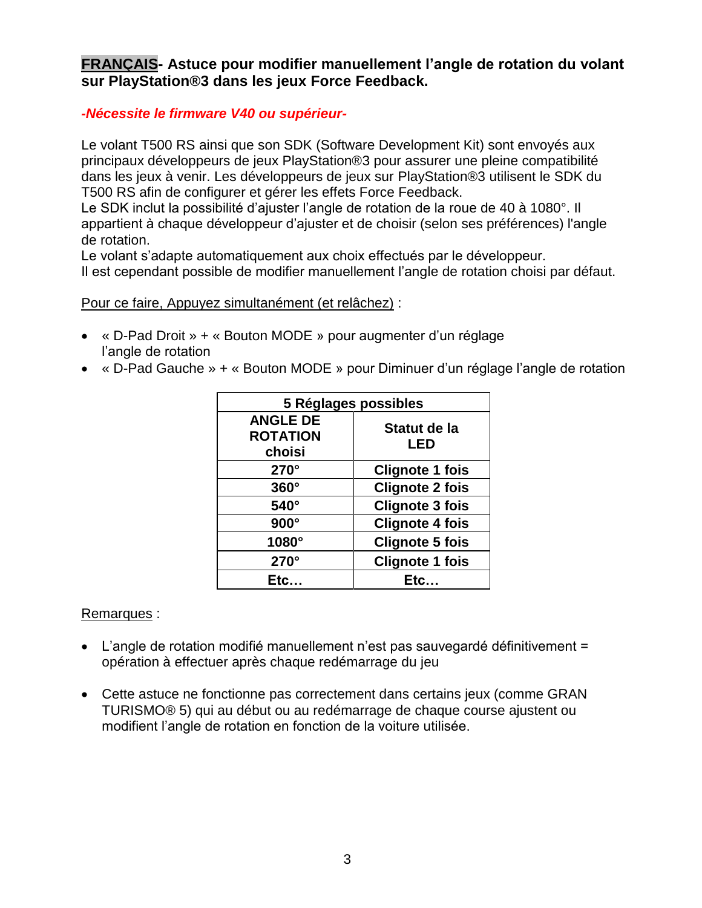## FRANÇAIS- Astuce pour modifier manuellement l'angle de rotation du volant sur PlayStation®3 dans les jeux Force Feedback.

***-Nécessite le firmware V40 ou supérieur-***

Le volant T500 RS ainsi que son SDK (Software Development Kit) sont envoyés aux principaux développeurs de jeux PlayStation®3 pour assurer une pleine compatibilité dans les jeux à venir. Les développeurs de jeux sur PlayStation®3 utilisent le SDK du T500 RS afin de configurer et gérer les effets Force Feedback.
Le SDK inclut la possibilité d'ajuster l'angle de rotation de la roue de 40 à 1080°. Il appartient à chaque développeur d'ajuster et de choisir (selon ses préférences) l'angle de rotation.
Le volant s'adapte automatiquement aux choix effectués par le développeur.
Il est cependant possible de modifier manuellement l'angle de rotation choisi par défaut.

Pour ce faire, Appuyez simultanément (et relâchez) :

- « D-Pad Droit » + « Bouton MODE » pour augmenter d'un réglage l'angle de rotation
- « D-Pad Gauche » + « Bouton MODE » pour Diminuer d'un réglage l'angle de rotation

| **5 Réglages possibles** | |
|---|---|
| **ANGLE DE ROTATION choisi** | **Statut de la LED** |
| **270°** | **Clignote 1 fois** |
| **360°** | **Clignote 2 fois** |
| **540°** | **Clignote 3 fois** |
| **900°** | **Clignote 4 fois** |
| **1080°** | **Clignote 5 fois** |
| **270°** | **Clignote 1 fois** |
| **Etc…** | **Etc…** |

Remarques :

- L'angle de rotation modifié manuellement n'est pas sauvegardé définitivement = opération à effectuer après chaque redémarrage du jeu
- Cette astuce ne fonctionne pas correctement dans certains jeux (comme GRAN TURISMO® 5) qui au début ou au redémarrage de chaque course ajustent ou modifient l'angle de rotation en fonction de la voiture utilisée.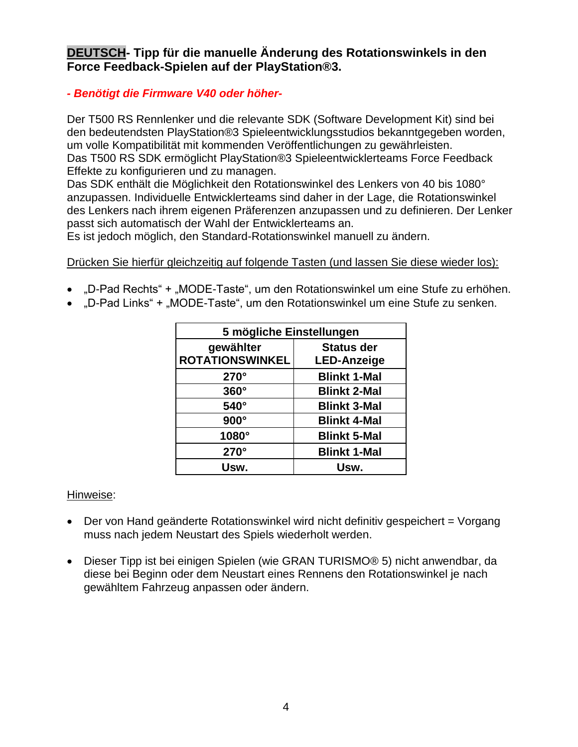## **DEUTSCH- Tipp für die manuelle Änderung des Rotationswinkels in den Force Feedback-Spielen auf der PlayStation®3.**

***- Benötigt die Firmware V40 oder höher-***

Der T500 RS Rennlenker und die relevante SDK (Software Development Kit) sind bei den bedeutendsten PlayStation®3 Spieleentwicklungsstudios bekanntgegeben worden, um volle Kompatibilität mit kommenden Veröffentlichungen zu gewährleisten.
Das T500 RS SDK ermöglicht PlayStation®3 Spieleentwicklerteams Force Feedback Effekte zu konfigurieren und zu managen.
Das SDK enthält die Möglichkeit den Rotationswinkel des Lenkers von 40 bis 1080° anzupassen. Individuelle Entwicklerteams sind daher in der Lage, die Rotationswinkel des Lenkers nach ihrem eigenen Präferenzen anzupassen und zu definieren. Der Lenker passt sich automatisch der Wahl der Entwicklerteams an.
Es ist jedoch möglich, den Standard-Rotationswinkel manuell zu ändern.

Drücken Sie hierfür gleichzeitig auf folgende Tasten (und lassen Sie diese wieder los):

- „D-Pad Rechts“ + „MODE-Taste“, um den Rotationswinkel um eine Stufe zu erhöhen.
- „D-Pad Links“ + „MODE-Taste“, um den Rotationswinkel um eine Stufe zu senken.

| **5 mögliche Einstellungen** | |
|---|---|
| **gewählter ROTATIONSWINKEL** | **Status der LED-Anzeige** |
| **270°** | **Blinkt 1-Mal** |
| **360°** | **Blinkt 2-Mal** |
| **540°** | **Blinkt 3-Mal** |
| **900°** | **Blinkt 4-Mal** |
| **1080°** | **Blinkt 5-Mal** |
| **270°** | **Blinkt 1-Mal** |
| **Usw.** | **Usw.** |

Hinweise:

- Der von Hand geänderte Rotationswinkel wird nicht definitiv gespeichert = Vorgang muss nach jedem Neustart des Spiels wiederholt werden.

- Dieser Tipp ist bei einigen Spielen (wie GRAN TURISMO® 5) nicht anwendbar, da diese bei Beginn oder dem Neustart eines Rennens den Rotationswinkel je nach gewähltem Fahrzeug anpassen oder ändern.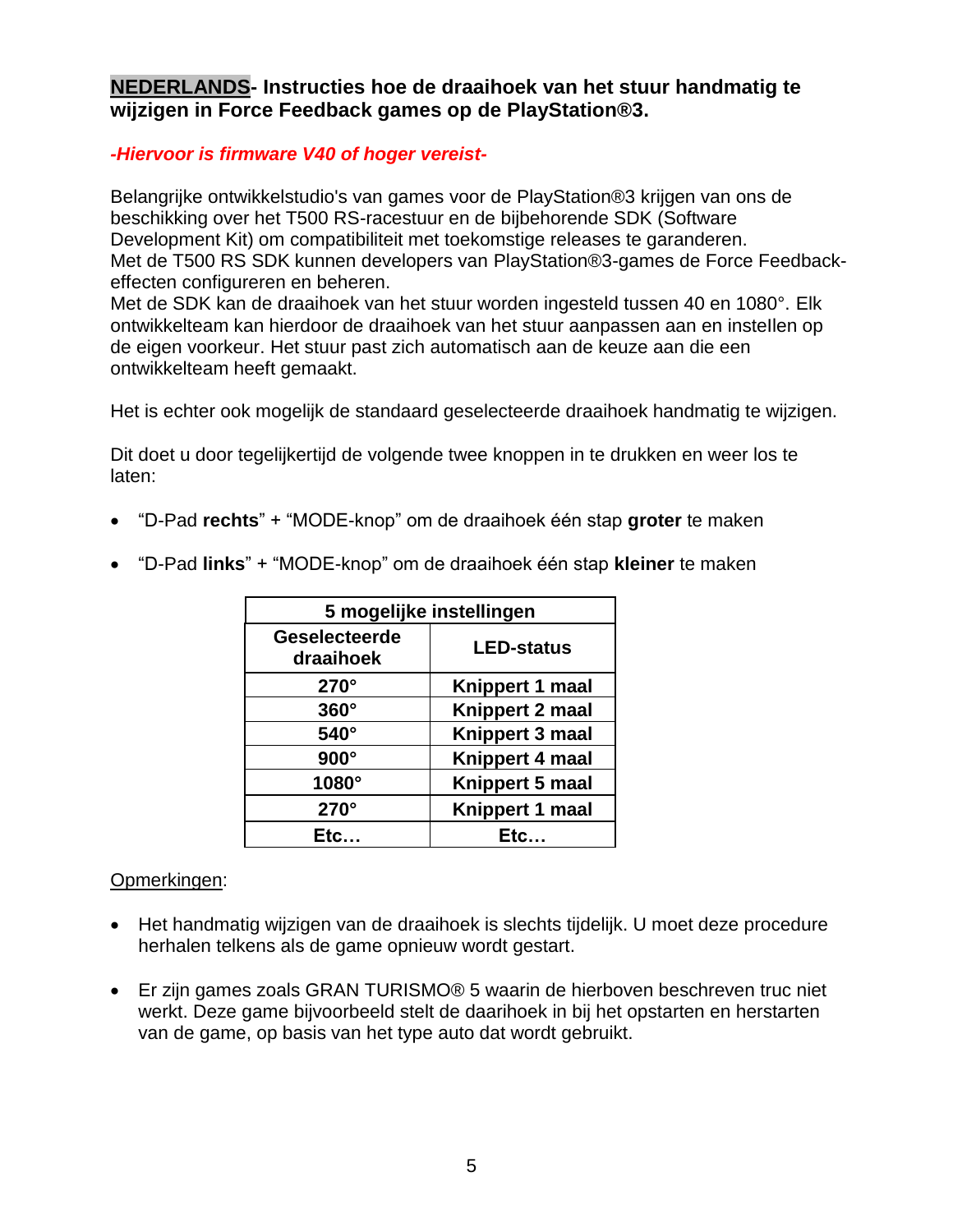## NEDERLANDS- Instructies hoe de draaihoek van het stuur handmatig te wijzigen in Force Feedback games op de PlayStation®3.

*-Hiervoor is firmware V40 of hoger vereist-*

Belangrijke ontwikkelstudio's van games voor de PlayStation®3 krijgen van ons de beschikking over het T500 RS-racestuur en de bijbehorende SDK (Software Development Kit) om compatibiliteit met toekomstige releases te garanderen.
Met de T500 RS SDK kunnen developers van PlayStation®3-games de Force Feedback-effecten configureren en beheren.
Met de SDK kan de draaihoek van het stuur worden ingesteld tussen 40 en 1080°. Elk ontwikkelteam kan hierdoor de draaihoek van het stuur aanpassen aan en instellen op de eigen voorkeur. Het stuur past zich automatisch aan de keuze aan die een ontwikkelteam heeft gemaakt.

Het is echter ook mogelijk de standaard geselecteerde draaihoek handmatig te wijzigen.

Dit doet u door tegelijkertijd de volgende twee knoppen in te drukken en weer los te laten:

- "D-Pad **rechts**" + "MODE-knop" om de draaihoek één stap **groter** te maken
- "D-Pad **links**" + "MODE-knop" om de draaihoek één stap **kleiner** te maken

| **5 mogelijke instellingen** | |
|---|---|
| **Geselecteerde draaihoek** | **LED-status** |
| **270°** | **Knippert 1 maal** |
| **360°** | **Knippert 2 maal** |
| **540°** | **Knippert 3 maal** |
| **900°** | **Knippert 4 maal** |
| **1080°** | **Knippert 5 maal** |
| **270°** | **Knippert 1 maal** |
| **Etc…** | **Etc…** |

Opmerkingen:

- Het handmatig wijzigen van de draaihoek is slechts tijdelijk. U moet deze procedure herhalen telkens als de game opnieuw wordt gestart.
- Er zijn games zoals GRAN TURISMO® 5 waarin de hierboven beschreven truc niet werkt. Deze game bijvoorbeeld stelt de daarihoek in bij het opstarten en herstarten van de game, op basis van het type auto dat wordt gebruikt.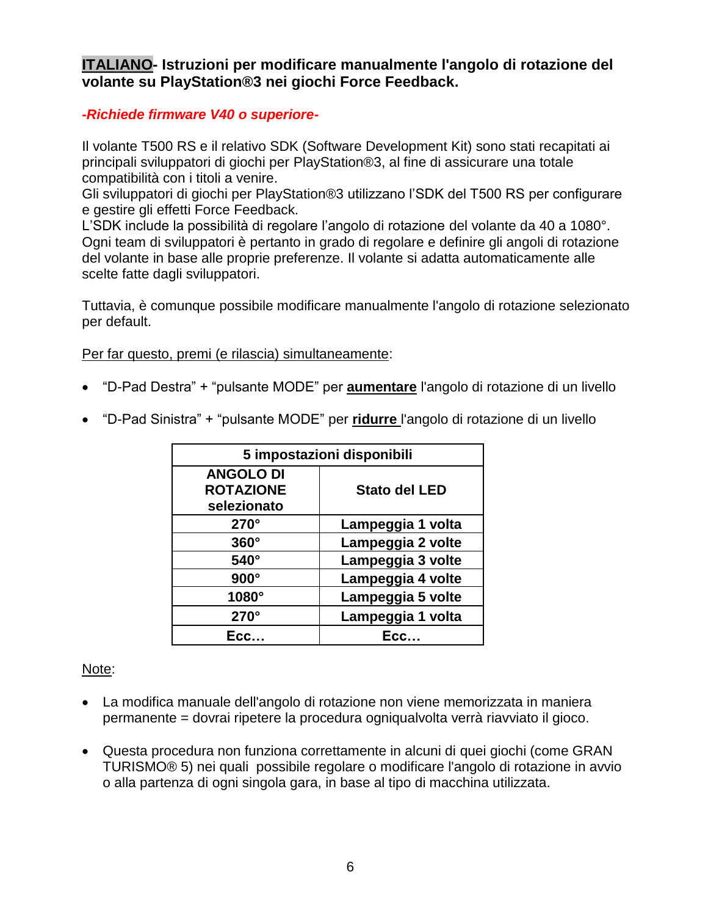**ITALIANO- Istruzioni per modificare manualmente l'angolo di rotazione del volante su PlayStation®3 nei giochi Force Feedback.**

***-Richiede firmware V40 o superiore-***

Il volante T500 RS e il relativo SDK (Software Development Kit) sono stati recapitati ai principali sviluppatori di giochi per PlayStation®3, al fine di assicurare una totale compatibilità con i titoli a venire.
Gli sviluppatori di giochi per PlayStation®3 utilizzano l'SDK del T500 RS per configurare e gestire gli effetti Force Feedback.
L'SDK include la possibilità di regolare l'angolo di rotazione del volante da 40 a 1080°.
Ogni team di sviluppatori è pertanto in grado di regolare e definire gli angoli di rotazione del volante in base alle proprie preferenze. Il volante si adatta automaticamente alle scelte fatte dagli sviluppatori.

Tuttavia, è comunque possibile modificare manualmente l'angolo di rotazione selezionato per default.

Per far questo, premi (e rilascia) simultaneamente:

- "D-Pad Destra" + "pulsante MODE" per **aumentare** l'angolo di rotazione di un livello
- "D-Pad Sinistra" + "pulsante MODE" per **ridurre** l'angolo di rotazione di un livello

| **5 impostazioni disponibili** | |
|---|---|
| **ANGOLO DI ROTAZIONE selezionato** | **Stato del LED** |
| **270°** | **Lampeggia 1 volta** |
| **360°** | **Lampeggia 2 volte** |
| **540°** | **Lampeggia 3 volte** |
| **900°** | **Lampeggia 4 volte** |
| **1080°** | **Lampeggia 5 volte** |
| **270°** | **Lampeggia 1 volta** |
| **Ecc…** | **Ecc…** |

Note:

- La modifica manuale dell'angolo di rotazione non viene memorizzata in maniera permanente = dovrai ripetere la procedura ogniqualvolta verrà riavviato il gioco.
- Questa procedura non funziona correttamente in alcuni di quei giochi (come GRAN TURISMO® 5) nei quali possibile regolare o modificare l'angolo di rotazione in avvio o alla partenza di ogni singola gara, in base al tipo di macchina utilizzata.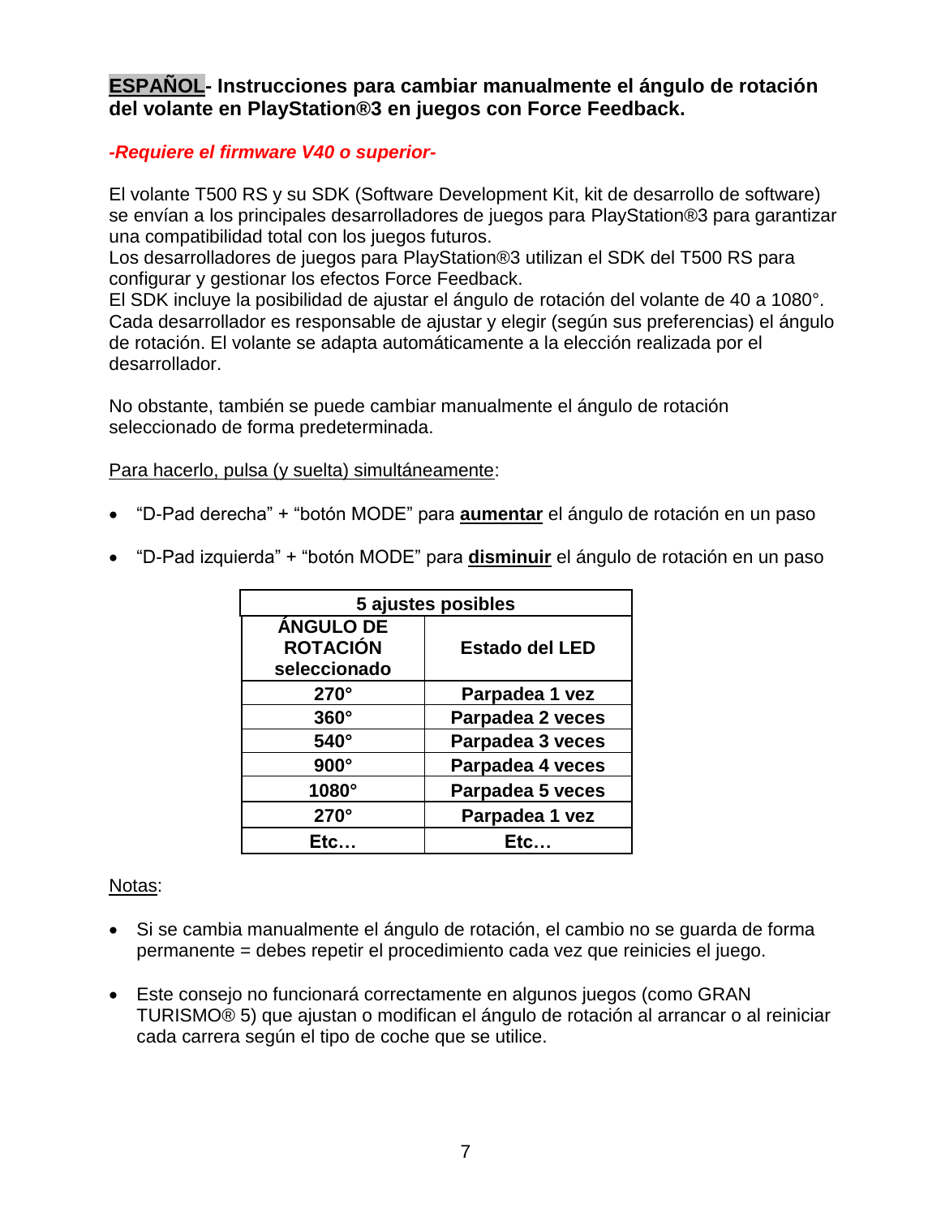## **ESPAÑOL- Instrucciones para cambiar manualmente el ángulo de rotación del volante en PlayStation®3 en juegos con Force Feedback.**

***-Requiere el firmware V40 o superior-***

El volante T500 RS y su SDK (Software Development Kit, kit de desarrollo de software) se envían a los principales desarrolladores de juegos para PlayStation®3 para garantizar una compatibilidad total con los juegos futuros.
Los desarrolladores de juegos para PlayStation®3 utilizan el SDK del T500 RS para configurar y gestionar los efectos Force Feedback.
El SDK incluye la posibilidad de ajustar el ángulo de rotación del volante de 40 a 1080°.
Cada desarrollador es responsable de ajustar y elegir (según sus preferencias) el ángulo de rotación. El volante se adapta automáticamente a la elección realizada por el desarrollador.

No obstante, también se puede cambiar manualmente el ángulo de rotación seleccionado de forma predeterminada.

Para hacerlo, pulsa (y suelta) simultáneamente:

- "D-Pad derecha" + "botón MODE" para **aumentar** el ángulo de rotación en un paso
- "D-Pad izquierda" + "botón MODE" para **disminuir** el ángulo de rotación en un paso

| **5 ajustes posibles** | |
|---|---|
| **ÁNGULO DE ROTACIÓN seleccionado** | **Estado del LED** |
| **270°** | **Parpadea 1 vez** |
| **360°** | **Parpadea 2 veces** |
| **540°** | **Parpadea 3 veces** |
| **900°** | **Parpadea 4 veces** |
| **1080°** | **Parpadea 5 veces** |
| **270°** | **Parpadea 1 vez** |
| **Etc…** | **Etc…** |

Notas:

- Si se cambia manualmente el ángulo de rotación, el cambio no se guarda de forma permanente = debes repetir el procedimiento cada vez que reinicies el juego.
- Este consejo no funcionará correctamente en algunos juegos (como GRAN TURISMO® 5) que ajustan o modifican el ángulo de rotación al arrancar o al reiniciar cada carrera según el tipo de coche que se utilice.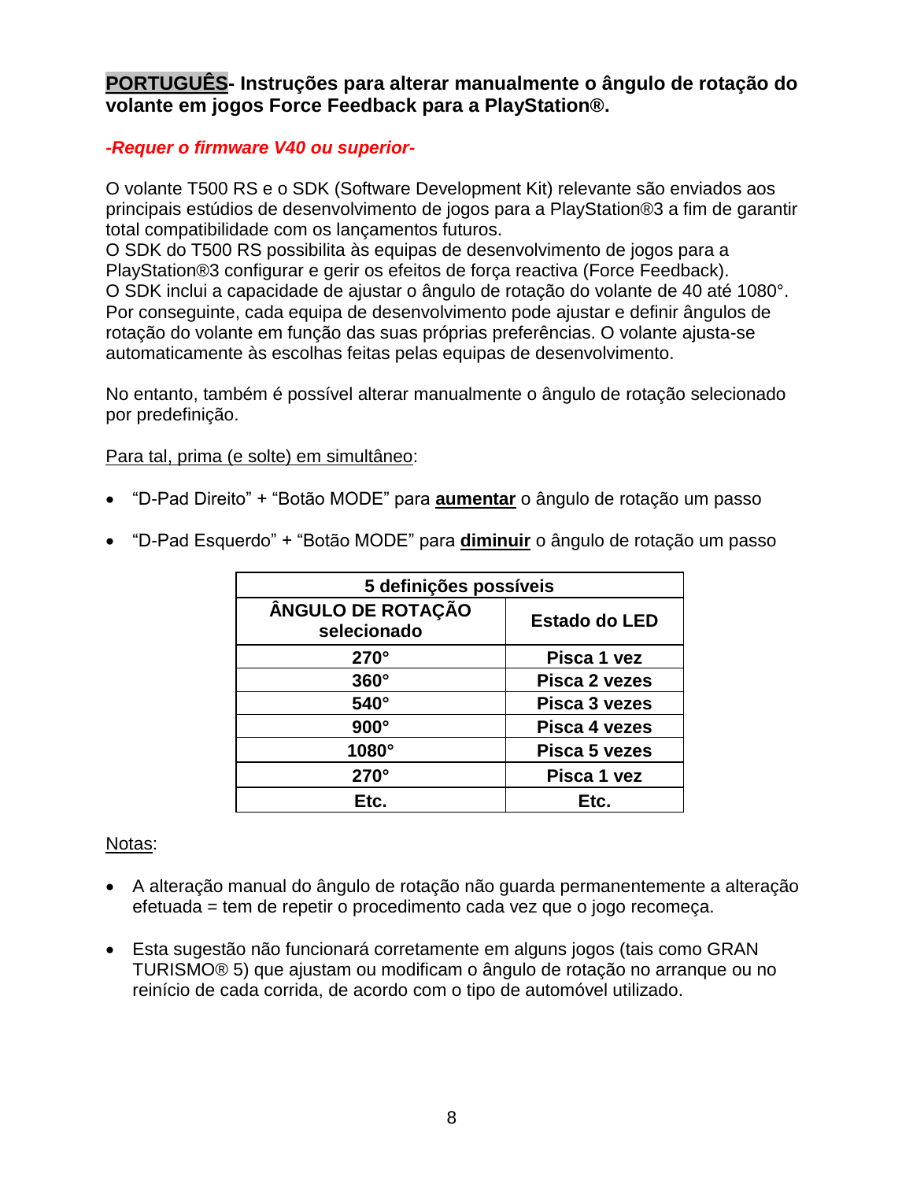## PORTUGUÊS- Instruções para alterar manualmente o ângulo de rotação do volante em jogos Force Feedback para a PlayStation®.

***-Requer o firmware V40 ou superior-***

O volante T500 RS e o SDK (Software Development Kit) relevante são enviados aos principais estúdios de desenvolvimento de jogos para a PlayStation®3 a fim de garantir total compatibilidade com os lançamentos futuros.
O SDK do T500 RS possibilita às equipas de desenvolvimento de jogos para a PlayStation®3 configurar e gerir os efeitos de força reactiva (Force Feedback).
O SDK inclui a capacidade de ajustar o ângulo de rotação do volante de 40 até 1080°.
Por conseguinte, cada equipa de desenvolvimento pode ajustar e definir ângulos de rotação do volante em função das suas próprias preferências. O volante ajusta-se automaticamente às escolhas feitas pelas equipas de desenvolvimento.

No entanto, também é possível alterar manualmente o ângulo de rotação selecionado por predefinição.

Para tal, prima (e solte) em simultâneo:

- "D-Pad Direito" + "Botão MODE" para **aumentar** o ângulo de rotação um passo
- "D-Pad Esquerdo" + "Botão MODE" para **diminuir** o ângulo de rotação um passo

| **5 definições possíveis** | |
|---|---|
| **ÂNGULO DE ROTAÇÃO selecionado** | **Estado do LED** |
| **270°** | **Pisca 1 vez** |
| **360°** | **Pisca 2 vezes** |
| **540°** | **Pisca 3 vezes** |
| **900°** | **Pisca 4 vezes** |
| **1080°** | **Pisca 5 vezes** |
| **270°** | **Pisca 1 vez** |
| **Etc.** | **Etc.** |

Notas:

- A alteração manual do ângulo de rotação não guarda permanentemente a alteração efetuada = tem de repetir o procedimento cada vez que o jogo recomeça.
- Esta sugestão não funcionará corretamente em alguns jogos (tais como GRAN TURISMO® 5) que ajustam ou modificam o ângulo de rotação no arranque ou no reinício de cada corrida, de acordo com o tipo de automóvel utilizado.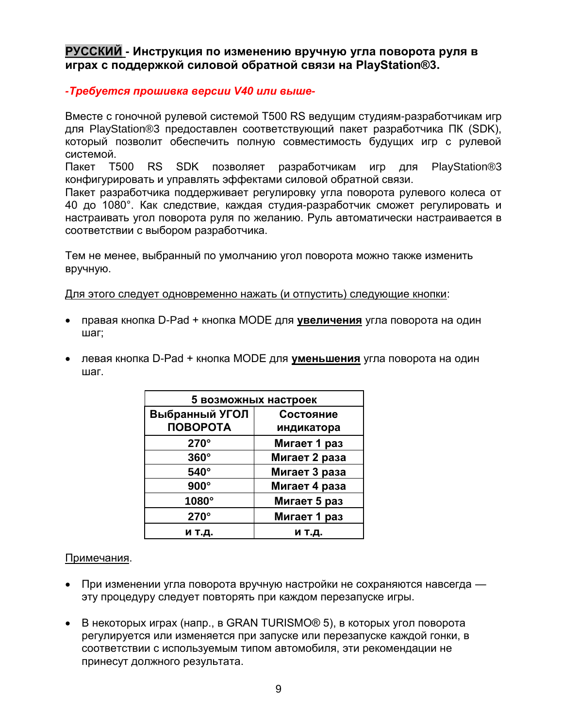**<u>РУССКИЙ</u> - Инструкция по изменению вручную угла поворота руля в играх с поддержкой силовой обратной связи на PlayStation®3.**

***-Требуется прошивка версии V40 или выше-***

Вместе с гоночной рулевой системой T500 RS ведущим студиям-разработчикам игр для PlayStation®3 предоставлен соответствующий пакет разработчика ПК (SDK), который позволит обеспечить полную совместимость будущих игр с рулевой системой.
Пакет T500 RS SDK позволяет разработчикам игр для PlayStation®3 конфигурировать и управлять эффектами силовой обратной связи.
Пакет разработчика поддерживает регулировку угла поворота рулевого колеса от 40 до 1080°. Как следствие, каждая студия-разработчик сможет регулировать и настраивать угол поворота руля по желанию. Руль автоматически настраивается в соответствии с выбором разработчика.

Тем не менее, выбранный по умолчанию угол поворота можно также изменить вручную.

<u>Для этого следует одновременно нажать (и отпустить) следующие кнопки</u>:

- правая кнопка D-Pad + кнопка MODE для **<u>увеличения</u>** угла поворота на один шаг;
- левая кнопка D-Pad + кнопка MODE для **<u>уменьшения</u>** угла поворота на один шаг.

| **5 возможных настроек** | |
|---|---|
| **Выбранный УГОЛ ПОВОРОТА** | **Состояние индикатора** |
| **270°** | **Мигает 1 раз** |
| **360°** | **Мигает 2 раза** |
| **540°** | **Мигает 3 раза** |
| **900°** | **Мигает 4 раза** |
| **1080°** | **Мигает 5 раз** |
| **270°** | **Мигает 1 раз** |
| **и т.д.** | **и т.д.** |

<u>Примечания</u>.

- При изменении угла поворота вручную настройки не сохраняются навсегда — эту процедуру следует повторять при каждом перезапуске игры.
- В некоторых играх (напр., в GRAN TURISMO® 5), в которых угол поворота регулируется или изменяется при запуске или перезапуске каждой гонки, в соответствии с используемым типом автомобиля, эти рекомендации не принесут должного результата.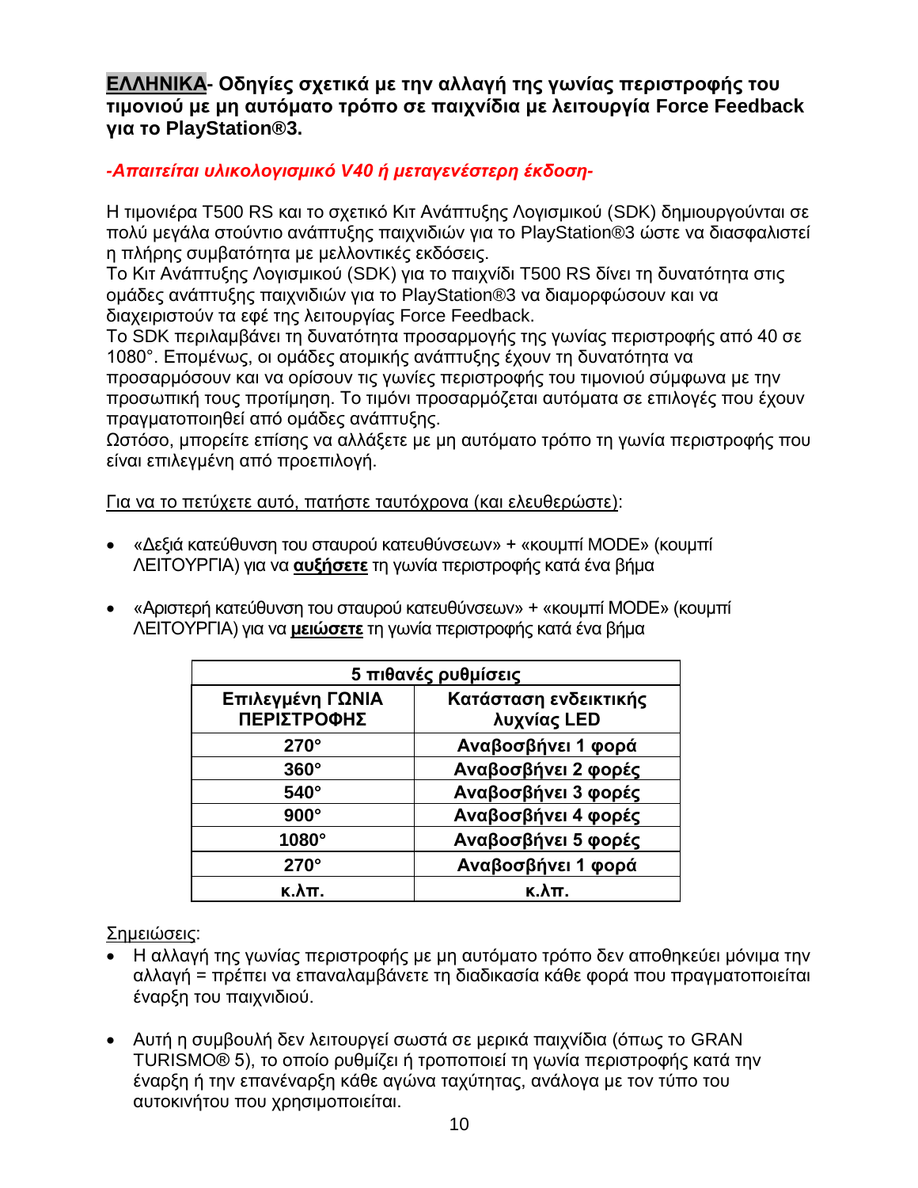**<u>ΕΛΛΗΝΙΚΑ</u>- Οδηγίες σχετικά με την αλλαγή της γωνίας περιστροφής του τιμονιού με μη αυτόματο τρόπο σε παιχνίδια με λειτουργία Force Feedback για το PlayStation®3.**

***-Απαιτείται υλικολογισμικό V40 ή μεταγενέστερη έκδοση-***

Η τιμονιέρα T500 RS και το σχετικό Κιτ Ανάπτυξης Λογισμικού (SDK) δημιουργούνται σε πολύ μεγάλα στούντιο ανάπτυξης παιχνιδιών για το PlayStation®3 ώστε να διασφαλιστεί η πλήρης συμβατότητα με μελλοντικές εκδόσεις.
Το Κιτ Ανάπτυξης Λογισμικού (SDK) για το παιχνίδι T500 RS δίνει τη δυνατότητα στις ομάδες ανάπτυξης παιχνιδιών για το PlayStation®3 να διαμορφώσουν και να διαχειριστούν τα εφέ της λειτουργίας Force Feedback.
Το SDK περιλαμβάνει τη δυνατότητα προσαρμογής της γωνίας περιστροφής από 40 σε 1080°. Επομένως, οι ομάδες ατομικής ανάπτυξης έχουν τη δυνατότητα να προσαρμόσουν και να ορίσουν τις γωνίες περιστροφής του τιμονιού σύμφωνα με την προσωπική τους προτίμηση. Το τιμόνι προσαρμόζεται αυτόματα σε επιλογές που έχουν πραγματοποιηθεί από ομάδες ανάπτυξης.
Ωστόσο, μπορείτε επίσης να αλλάξετε με μη αυτόματο τρόπο τη γωνία περιστροφής που είναι επιλεγμένη από προεπιλογή.

<u>Για να το πετύχετε αυτό, πατήστε ταυτόχρονα (και ελευθερώστε)</u>:

- «Δεξιά κατεύθυνση του σταυρού κατευθύνσεων» + «κουμπί MODE» (κουμπί ΛΕΙΤΟΥΡΓΙΑ) για να **<u>αυξήσετε</u>** τη γωνία περιστροφής κατά ένα βήμα
- «Αριστερή κατεύθυνση του σταυρού κατευθύνσεων» + «κουμπί MODE» (κουμπί ΛΕΙΤΟΥΡΓΙΑ) για να **<u>μειώσετε</u>** τη γωνία περιστροφής κατά ένα βήμα

| 5 πιθανές ρυθμίσεις | |
|---|---|
| **Επιλεγμένη ΓΩΝΙΑ ΠΕΡΙΣΤΡΟΦΗΣ** | **Κατάσταση ενδεικτικής λυχνίας LED** |
| **270°** | **Αναβοσβήνει 1 φορά** |
| **360°** | **Αναβοσβήνει 2 φορές** |
| **540°** | **Αναβοσβήνει 3 φορές** |
| **900°** | **Αναβοσβήνει 4 φορές** |
| **1080°** | **Αναβοσβήνει 5 φορές** |
| **270°** | **Αναβοσβήνει 1 φορά** |
| **κ.λπ.** | **κ.λπ.** |

<u>Σημειώσεις</u>:

- Η αλλαγή της γωνίας περιστροφής με μη αυτόματο τρόπο δεν αποθηκεύει μόνιμα την αλλαγή = πρέπει να επαναλαμβάνετε τη διαδικασία κάθε φορά που πραγματοποιείται έναρξη του παιχνιδιού.
- Αυτή η συμβουλή δεν λειτουργεί σωστά σε μερικά παιχνίδια (όπως το GRAN TURISMO® 5), το οποίο ρυθμίζει ή τροποποιεί τη γωνία περιστροφής κατά την έναρξη ή την επανέναρξη κάθε αγώνα ταχύτητας, ανάλογα με τον τύπο του αυτοκινήτου που χρησιμοποιείται.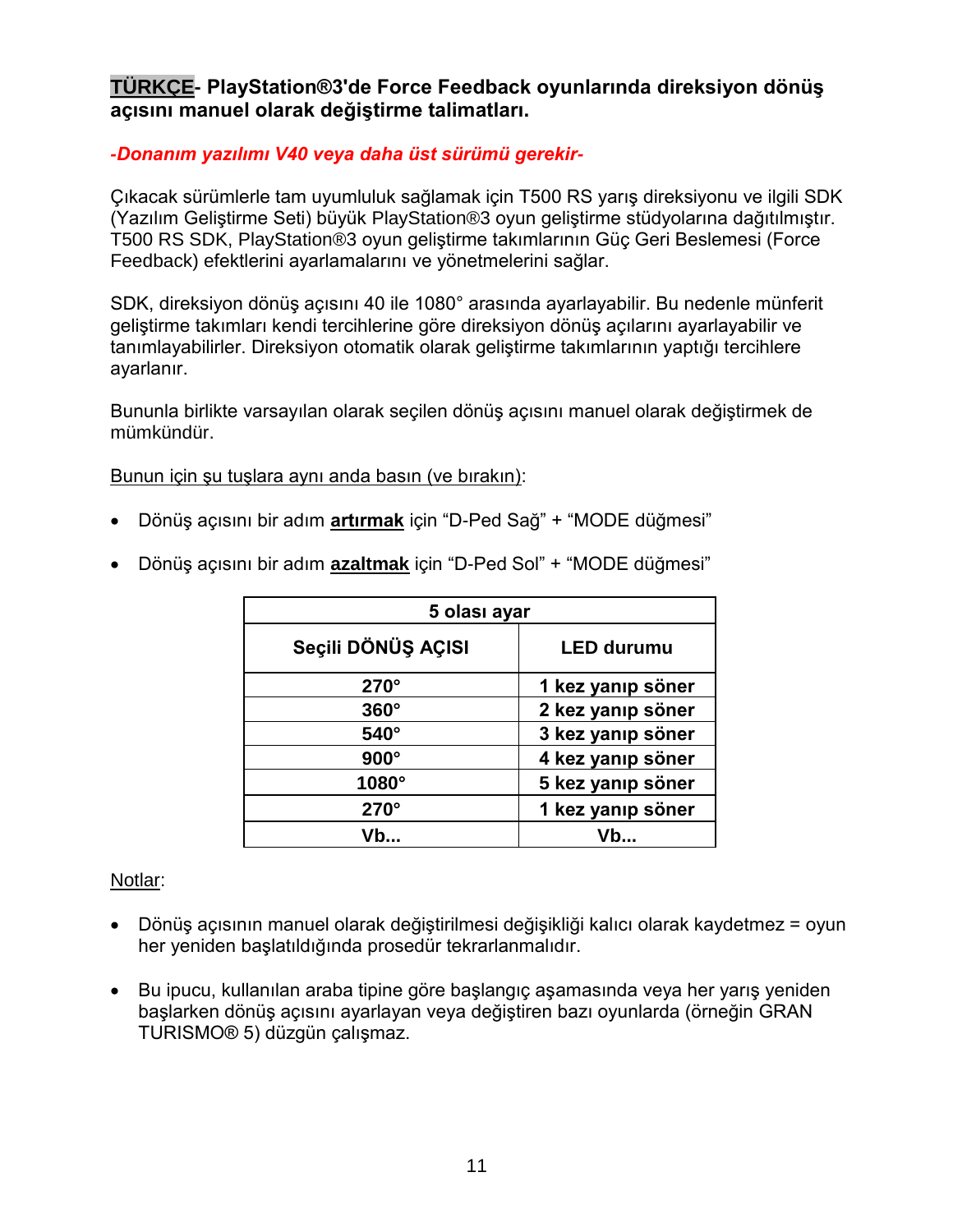**TÜRKÇE- PlayStation®3'de Force Feedback oyunlarında direksiyon dönüş açısını manuel olarak değiştirme talimatları.**

***-Donanım yazılımı V40 veya daha üst sürümü gerekir-***

Çıkacak sürümlerle tam uyumluluk sağlamak için T500 RS yarış direksiyonu ve ilgili SDK (Yazılım Geliştirme Seti) büyük PlayStation®3 oyun geliştirme stüdyolarına dağıtılmıştır. T500 RS SDK, PlayStation®3 oyun geliştirme takımlarının Güç Geri Beslemesi (Force Feedback) efektlerini ayarlamalarını ve yönetmelerini sağlar.

SDK, direksiyon dönüş açısını 40 ile 1080° arasında ayarlayabilir. Bu nedenle münferit geliştirme takımları kendi tercihlerine göre direksiyon dönüş açılarını ayarlayabilir ve tanımlayabilirler. Direksiyon otomatik olarak geliştirme takımlarının yaptığı tercihlere ayarlanır.

Bununla birlikte varsayılan olarak seçilen dönüş açısını manuel olarak değiştirmek de mümkündür.

Bunun için şu tuşlara aynı anda basın (ve bırakın):

- Dönüş açısını bir adım **artırmak** için "D-Ped Sağ" + "MODE düğmesi"
- Dönüş açısını bir adım **azaltmak** için "D-Ped Sol" + "MODE düğmesi"

| 5 olası ayar | |
|---|---|
| **Seçili DÖNÜŞ AÇISI** | **LED durumu** |
| **270°** | **1 kez yanıp söner** |
| **360°** | **2 kez yanıp söner** |
| **540°** | **3 kez yanıp söner** |
| **900°** | **4 kez yanıp söner** |
| **1080°** | **5 kez yanıp söner** |
| **270°** | **1 kez yanıp söner** |
| **Vb...** | **Vb...** |

Notlar:

- Dönüş açısının manuel olarak değiştirilmesi değişikliği kalıcı olarak kaydetmez = oyun her yeniden başlatıldığında prosedür tekrarlanmalıdır.
- Bu ipucu, kullanılan araba tipine göre başlangıç aşamasında veya her yarış yeniden başlarken dönüş açısını ayarlayan veya değiştiren bazı oyunlarda (örneğin GRAN TURISMO® 5) düzgün çalışmaz.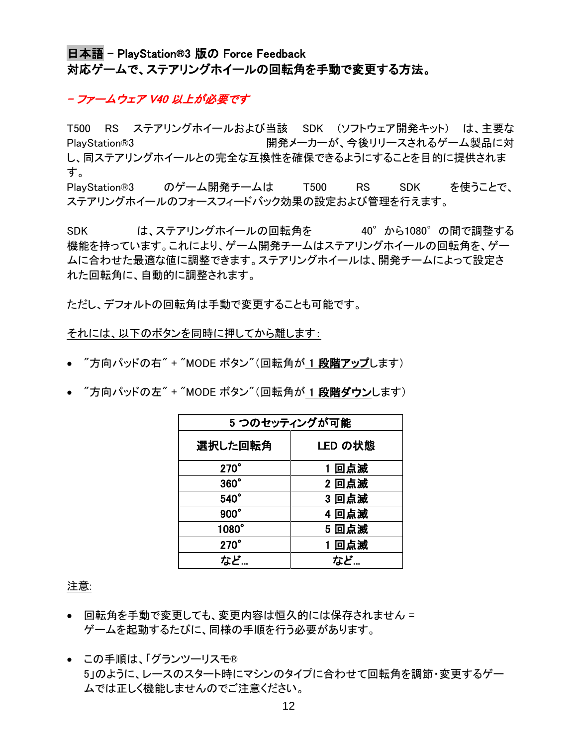## 日本語 – PlayStation®3 版の Force Feedback 対応ゲームで、ステアリングホイールの回転角を手動で変更する方法。

***– ファームウェア V40 以上が必要です***

T500 RS ステアリングホイールおよび当該 SDK （ソフトウェア開発キット） は、主要な PlayStation®3 開発メーカーが、今後リリースされるゲーム製品に対し、同ステアリングホイールとの完全な互換性を確保できるようにすることを目的に提供されます。
PlayStation®3 のゲーム開発チームは T500 RS SDK を使うことで、ステアリングホイールのフォースフィードバック効果の設定および管理を行えます。

SDK は、ステアリングホイールの回転角を 40°から1080°の間で調整する機能を持っています。これにより、ゲーム開発チームはステアリングホイールの回転角を、ゲームに合わせた最適な値に調整できます。ステアリングホイールは、開発チームによって設定された回転角に、自動的に調整されます。

ただし、デフォルトの回転角は手動で変更することも可能です。

それには、以下のボタンを同時に押してから離します:

- ″方向パッドの右″ + ″MODE ボタン″（回転角が **1 段階アップ**します）
- ″方向パッドの左″ + ″MODE ボタン″（回転角が **1 段階ダウン**します）

| **5 つのセッティングが可能** | |
|---|---|
| **選択した回転角** | **LED の状態** |
| **270°** | **1 回点滅** |
| **360°** | **2 回点滅** |
| **540°** | **3 回点滅** |
| **900°** | **4 回点滅** |
| **1080°** | **5 回点滅** |
| **270°** | **1 回点滅** |
| **など…** | **など…** |

注意:

- 回転角を手動で変更しても、変更内容は恒久的には保存されません = ゲームを起動するたびに、同様の手順を行う必要があります。
- この手順は、「グランツーリスモ® 5」のように、レースのスタート時にマシンのタイプに合わせて回転角を調節・変更するゲームでは正しく機能しませんのでご注意ください。